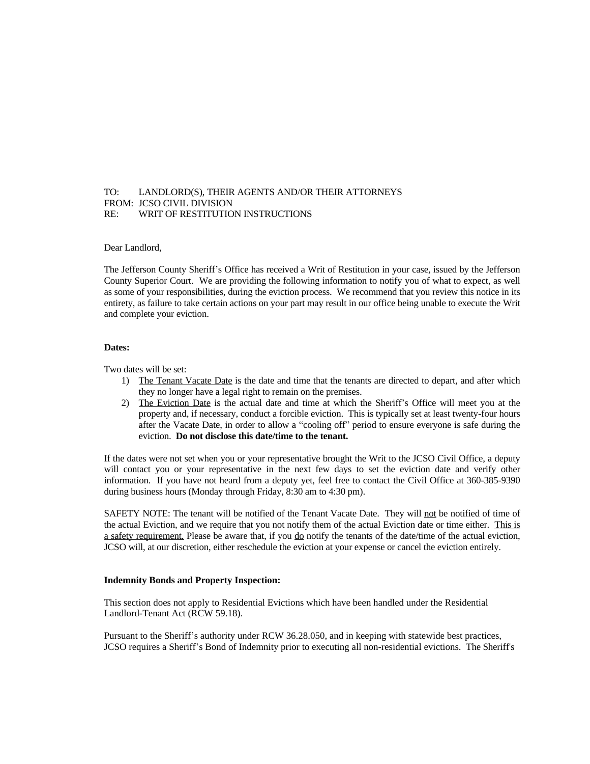TO: LANDLORD(S), THEIR AGENTS AND/OR THEIR ATTORNEYS
FROM: JCSO CIVIL DIVISION
RE: WRIT OF RESTITUTION INSTRUCTIONS

Dear Landlord,

The Jefferson County Sheriff's Office has received a Writ of Restitution in your case, issued by the Jefferson County Superior Court. We are providing the following information to notify you of what to expect, as well as some of your responsibilities, during the eviction process. We recommend that you review this notice in its entirety, as failure to take certain actions on your part may result in our office being unable to execute the Writ and complete your eviction.

**Dates:**

Two dates will be set:

1) The Tenant Vacate Date is the date and time that the tenants are directed to depart, and after which they no longer have a legal right to remain on the premises.
2) The Eviction Date is the actual date and time at which the Sheriff's Office will meet you at the property and, if necessary, conduct a forcible eviction. This is typically set at least twenty-four hours after the Vacate Date, in order to allow a "cooling off" period to ensure everyone is safe during the eviction. **Do not disclose this date/time to the tenant.**

If the dates were not set when you or your representative brought the Writ to the JCSO Civil Office, a deputy will contact you or your representative in the next few days to set the eviction date and verify other information. If you have not heard from a deputy yet, feel free to contact the Civil Office at 360-385-9390 during business hours (Monday through Friday, 8:30 am to 4:30 pm).

SAFETY NOTE: The tenant will be notified of the Tenant Vacate Date. They will not be notified of time of the actual Eviction, and we require that you not notify them of the actual Eviction date or time either. This is a safety requirement. Please be aware that, if you do notify the tenants of the date/time of the actual eviction, JCSO will, at our discretion, either reschedule the eviction at your expense or cancel the eviction entirely.

**Indemnity Bonds and Property Inspection:**

This section does not apply to Residential Evictions which have been handled under the Residential Landlord-Tenant Act (RCW 59.18).

Pursuant to the Sheriff's authority under RCW 36.28.050, and in keeping with statewide best practices, JCSO requires a Sheriff's Bond of Indemnity prior to executing all non-residential evictions. The Sheriff's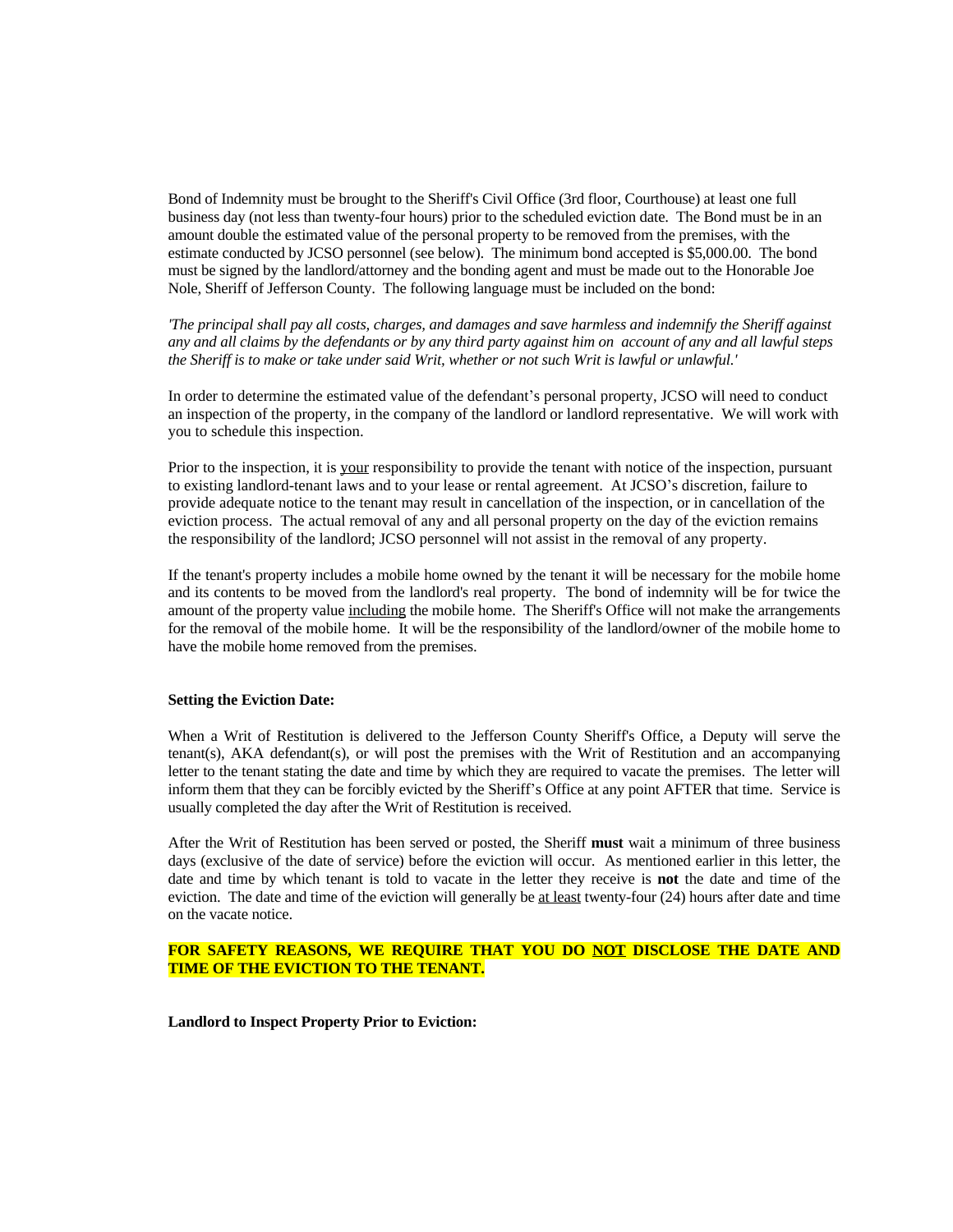Bond of Indemnity must be brought to the Sheriff's Civil Office (3rd floor, Courthouse) at least one full business day (not less than twenty-four hours) prior to the scheduled eviction date. The Bond must be in an amount double the estimated value of the personal property to be removed from the premises, with the estimate conducted by JCSO personnel (see below). The minimum bond accepted is $5,000.00. The bond must be signed by the landlord/attorney and the bonding agent and must be made out to the Honorable Joe Nole, Sheriff of Jefferson County. The following language must be included on the bond:

*'The principal shall pay all costs, charges, and damages and save harmless and indemnify the Sheriff against any and all claims by the defendants or by any third party against him on account of any and all lawful steps the Sheriff is to make or take under said Writ, whether or not such Writ is lawful or unlawful.'*

In order to determine the estimated value of the defendant's personal property, JCSO will need to conduct an inspection of the property, in the company of the landlord or landlord representative. We will work with you to schedule this inspection.

Prior to the inspection, it is <u>your</u> responsibility to provide the tenant with notice of the inspection, pursuant to existing landlord-tenant laws and to your lease or rental agreement. At JCSO's discretion, failure to provide adequate notice to the tenant may result in cancellation of the inspection, or in cancellation of the eviction process. The actual removal of any and all personal property on the day of the eviction remains the responsibility of the landlord; JCSO personnel will not assist in the removal of any property.

If the tenant's property includes a mobile home owned by the tenant it will be necessary for the mobile home and its contents to be moved from the landlord's real property. The bond of indemnity will be for twice the amount of the property value <u>including</u> the mobile home. The Sheriff's Office will not make the arrangements for the removal of the mobile home. It will be the responsibility of the landlord/owner of the mobile home to have the mobile home removed from the premises.

**Setting the Eviction Date:**

When a Writ of Restitution is delivered to the Jefferson County Sheriff's Office, a Deputy will serve the tenant(s), AKA defendant(s), or will post the premises with the Writ of Restitution and an accompanying letter to the tenant stating the date and time by which they are required to vacate the premises. The letter will inform them that they can be forcibly evicted by the Sheriff's Office at any point AFTER that time. Service is usually completed the day after the Writ of Restitution is received.

After the Writ of Restitution has been served or posted, the Sheriff **must** wait a minimum of three business days (exclusive of the date of service) before the eviction will occur. As mentioned earlier in this letter, the date and time by which tenant is told to vacate in the letter they receive is **not** the date and time of the eviction. The date and time of the eviction will generally be <u>at least</u> twenty-four (24) hours after date and time on the vacate notice.

**FOR SAFETY REASONS, WE REQUIRE THAT YOU DO <u>NOT</u> DISCLOSE THE DATE AND TIME OF THE EVICTION TO THE TENANT.**

**Landlord to Inspect Property Prior to Eviction:**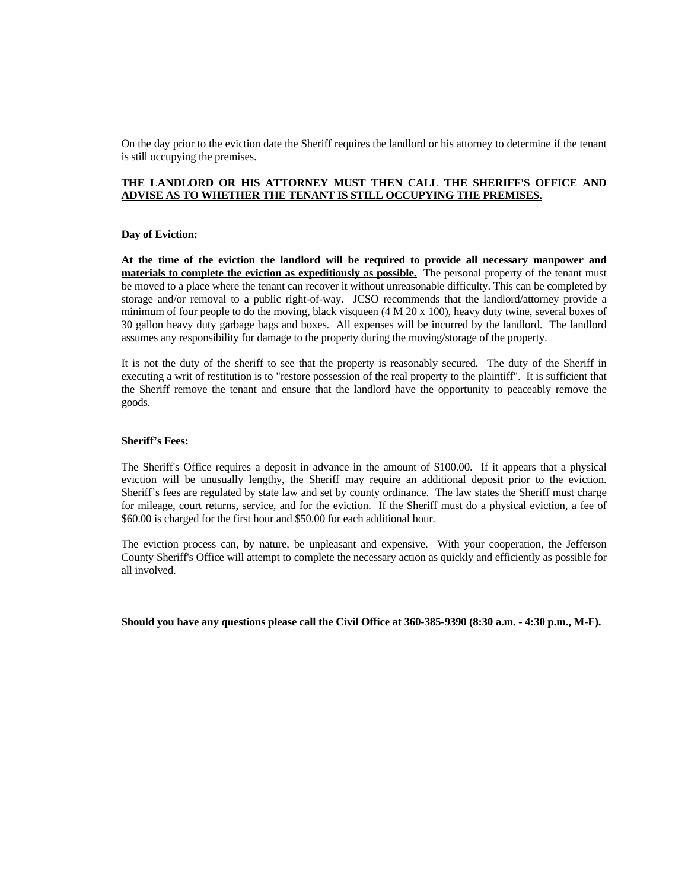On the day prior to the eviction date the Sheriff requires the landlord or his attorney to determine if the tenant is still occupying the premises.

**THE LANDLORD OR HIS ATTORNEY MUST THEN CALL THE SHERIFF'S OFFICE AND ADVISE AS TO WHETHER THE TENANT IS STILL OCCUPYING THE PREMISES.**

**Day of Eviction:**

**At the time of the eviction the landlord will be required to provide all necessary manpower and materials to complete the eviction as expeditiously as possible.** The personal property of the tenant must be moved to a place where the tenant can recover it without unreasonable difficulty. This can be completed by storage and/or removal to a public right-of-way. JCSO recommends that the landlord/attorney provide a minimum of four people to do the moving, black visqueen (4 M 20 x 100), heavy duty twine, several boxes of 30 gallon heavy duty garbage bags and boxes. All expenses will be incurred by the landlord. The landlord assumes any responsibility for damage to the property during the moving/storage of the property.

It is not the duty of the sheriff to see that the property is reasonably secured. The duty of the Sheriff in executing a writ of restitution is to "restore possession of the real property to the plaintiff". It is sufficient that the Sheriff remove the tenant and ensure that the landlord have the opportunity to peaceably remove the goods.

**Sheriff's Fees:**

The Sheriff's Office requires a deposit in advance in the amount of $100.00. If it appears that a physical eviction will be unusually lengthy, the Sheriff may require an additional deposit prior to the eviction. Sheriff's fees are regulated by state law and set by county ordinance. The law states the Sheriff must charge for mileage, court returns, service, and for the eviction. If the Sheriff must do a physical eviction, a fee of $60.00 is charged for the first hour and $50.00 for each additional hour.

The eviction process can, by nature, be unpleasant and expensive. With your cooperation, the Jefferson County Sheriff's Office will attempt to complete the necessary action as quickly and efficiently as possible for all involved.

**Should you have any questions please call the Civil Office at 360-385-9390 (8:30 a.m. - 4:30 p.m., M-F).**